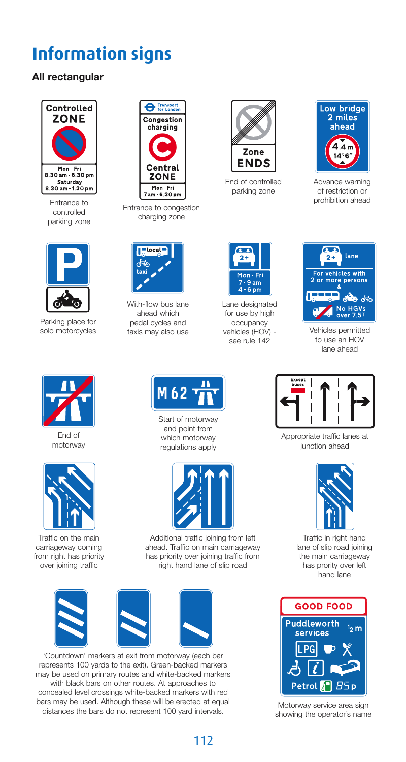# Information signs

### All rectangular

Controlled ZONE

Mon - Fri
8.30 am - 6.30 pm
Saturday
8.30 am - 1.30 pm

Entrance to controlled parking zone

Transport for London

Congestion charging

Central ZONE

Mon - Fri
7 am - 6.30 pm

Entrance to congestion charging zone

Zone ENDS

End of controlled parking zone

Low bridge 2 miles ahead

4.4 m
14'6"

Advance warning of restriction or prohibition ahead

Parking place for solo motorcycles

local

taxi

With-flow bus lane ahead which pedal cycles and taxis may also use

2+

Mon - Fri
7 - 9 am
4 - 6 pm

Lane designated for use by high occupancy vehicles (HOV) - see rule 142

2+ lane

For vehicles with 2 or more persons
&

No HGVs over 7.5T

Vehicles permitted to use an HOV lane ahead

End of motorway

M 62

Start of motorway and point from which motorway regulations apply

Except buses

Appropriate traffic lanes at junction ahead

Traffic on the main carriageway coming from right has priority over joining traffic

Additional traffic joining from left ahead. Traffic on main carriageway has priority over joining traffic from right hand lane of slip road

Traffic in right hand lane of slip road joining the main carriageway has prority over left hand lane

'Countdown' markers at exit from motorway (each bar represents 100 yards to the exit). Green-backed markers may be used on primary routes and white-backed markers with black bars on other routes. At approaches to concealed level crossings white-backed markers with red bars may be used. Although these will be erected at equal distances the bars do not represent 100 yard intervals.

GOOD FOOD

Puddleworth services ½ m

LPG

Petrol 85p

Motorway service area sign showing the operator's name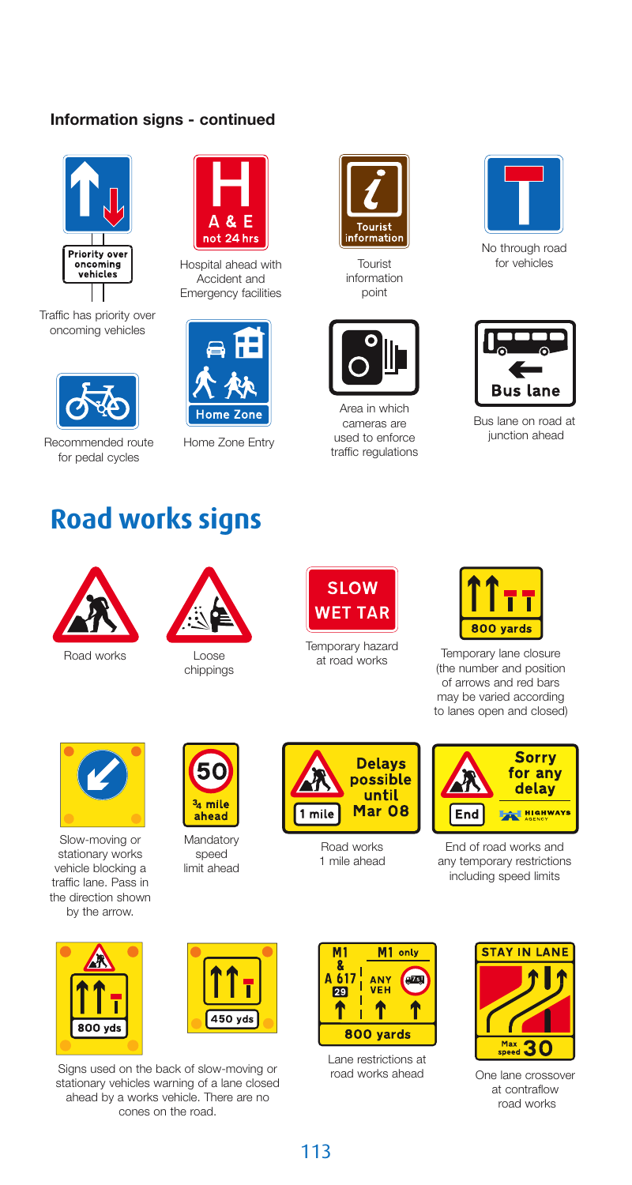**Information signs - continued**

Priority over oncoming vehicles

Traffic has priority over oncoming vehicles

A & E not 24 hrs

Hospital ahead with Accident and Emergency facilities

Tourist information

Tourist information point

No through road for vehicles

Recommended route for pedal cycles

Home Zone

Home Zone Entry

Area in which cameras are used to enforce traffic regulations

Bus lane

Bus lane on road at junction ahead

# Road works signs

Road works

Loose chippings

SLOW WET TAR

Temporary hazard at road works

800 yards

Temporary lane closure (the number and position of arrows and red bars may be varied according to lanes open and closed)

Slow-moving or stationary works vehicle blocking a traffic lane. Pass in the direction shown by the arrow.

50

¾ mile ahead

Mandatory speed limit ahead

Delays possible until Mar 08

1 mile

Road works 1 mile ahead

Sorry for any delay

End

HIGHWAYS AGENCY

End of road works and any temporary restrictions including speed limits

800 yds

450 yds

Signs used on the back of slow-moving or stationary vehicles warning of a lane closed ahead by a works vehicle. There are no cones on the road.

M1 & A 617 29

M1 only

ANY VEH

800 yards

Lane restrictions at road works ahead

STAY IN LANE

Max speed 30

One lane crossover at contraflow road works